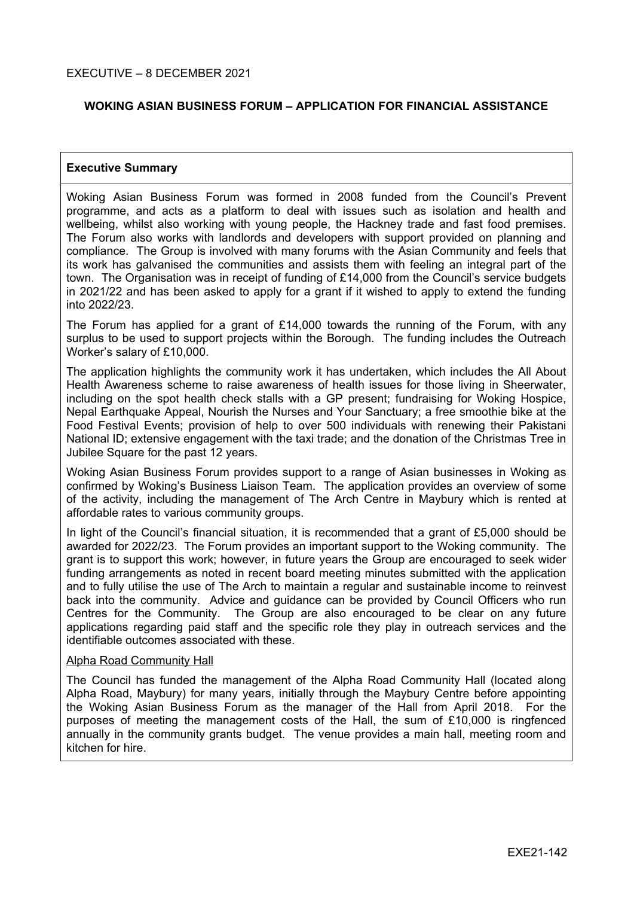EXECUTIVE – 8 DECEMBER 2021

**WOKING ASIAN BUSINESS FORUM – APPLICATION FOR FINANCIAL ASSISTANCE**

**Executive Summary**

Woking Asian Business Forum was formed in 2008 funded from the Council's Prevent programme, and acts as a platform to deal with issues such as isolation and health and wellbeing, whilst also working with young people, the Hackney trade and fast food premises. The Forum also works with landlords and developers with support provided on planning and compliance. The Group is involved with many forums with the Asian Community and feels that its work has galvanised the communities and assists them with feeling an integral part of the town. The Organisation was in receipt of funding of £14,000 from the Council's service budgets in 2021/22 and has been asked to apply for a grant if it wished to apply to extend the funding into 2022/23.

The Forum has applied for a grant of £14,000 towards the running of the Forum, with any surplus to be used to support projects within the Borough. The funding includes the Outreach Worker's salary of £10,000.

The application highlights the community work it has undertaken, which includes the All About Health Awareness scheme to raise awareness of health issues for those living in Sheerwater, including on the spot health check stalls with a GP present; fundraising for Woking Hospice, Nepal Earthquake Appeal, Nourish the Nurses and Your Sanctuary; a free smoothie bike at the Food Festival Events; provision of help to over 500 individuals with renewing their Pakistani National ID; extensive engagement with the taxi trade; and the donation of the Christmas Tree in Jubilee Square for the past 12 years.

Woking Asian Business Forum provides support to a range of Asian businesses in Woking as confirmed by Woking's Business Liaison Team. The application provides an overview of some of the activity, including the management of The Arch Centre in Maybury which is rented at affordable rates to various community groups.

In light of the Council's financial situation, it is recommended that a grant of £5,000 should be awarded for 2022/23. The Forum provides an important support to the Woking community. The grant is to support this work; however, in future years the Group are encouraged to seek wider funding arrangements as noted in recent board meeting minutes submitted with the application and to fully utilise the use of The Arch to maintain a regular and sustainable income to reinvest back into the community. Advice and guidance can be provided by Council Officers who run Centres for the Community. The Group are also encouraged to be clear on any future applications regarding paid staff and the specific role they play in outreach services and the identifiable outcomes associated with these.

Alpha Road Community Hall

The Council has funded the management of the Alpha Road Community Hall (located along Alpha Road, Maybury) for many years, initially through the Maybury Centre before appointing the Woking Asian Business Forum as the manager of the Hall from April 2018. For the purposes of meeting the management costs of the Hall, the sum of £10,000 is ringfenced annually in the community grants budget. The venue provides a main hall, meeting room and kitchen for hire.

EXE21-142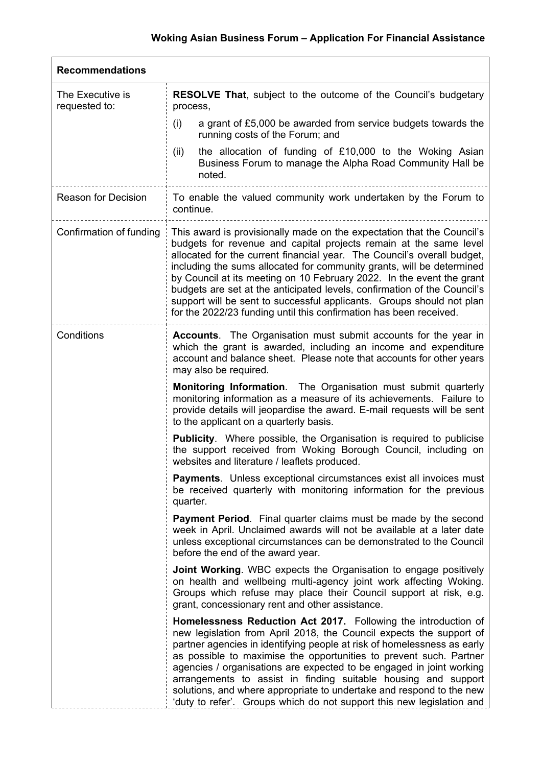## Woking Asian Business Forum – Application For Financial Assistance

| **Recommendations** | |
|---|---|
| The Executive is requested to: | **RESOLVE That**, subject to the outcome of the Council's budgetary process,<br>(i) a grant of £5,000 be awarded from service budgets towards the running costs of the Forum; and<br>(ii) the allocation of funding of £10,000 to the Woking Asian Business Forum to manage the Alpha Road Community Hall be noted. |
| Reason for Decision | To enable the valued community work undertaken by the Forum to continue. |
| Confirmation of funding | This award is provisionally made on the expectation that the Council's budgets for revenue and capital projects remain at the same level allocated for the current financial year. The Council's overall budget, including the sums allocated for community grants, will be determined by Council at its meeting on 10 February 2022. In the event the grant budgets are set at the anticipated levels, confirmation of the Council's support will be sent to successful applicants. Groups should not plan for the 2022/23 funding until this confirmation has been received. |
| Conditions | **Accounts**. The Organisation must submit accounts for the year in which the grant is awarded, including an income and expenditure account and balance sheet. Please note that accounts for other years may also be required.<br>**Monitoring Information**. The Organisation must submit quarterly monitoring information as a measure of its achievements. Failure to provide details will jeopardise the award. E-mail requests will be sent to the applicant on a quarterly basis.<br>**Publicity**. Where possible, the Organisation is required to publicise the support received from Woking Borough Council, including on websites and literature / leaflets produced.<br>**Payments**. Unless exceptional circumstances exist all invoices must be received quarterly with monitoring information for the previous quarter.<br>**Payment Period**. Final quarter claims must be made by the second week in April. Unclaimed awards will not be available at a later date unless exceptional circumstances can be demonstrated to the Council before the end of the award year.<br>**Joint Working**. WBC expects the Organisation to engage positively on health and wellbeing multi-agency joint work affecting Woking. Groups which refuse may place their Council support at risk, e.g. grant, concessionary rent and other assistance.<br>**Homelessness Reduction Act 2017.** Following the introduction of new legislation from April 2018, the Council expects the support of partner agencies in identifying people at risk of homelessness as early as possible to maximise the opportunities to prevent such. Partner agencies / organisations are expected to be engaged in joint working arrangements to assist in finding suitable housing and support solutions, and where appropriate to undertake and respond to the new 'duty to refer'. Groups which do not support this new legislation and |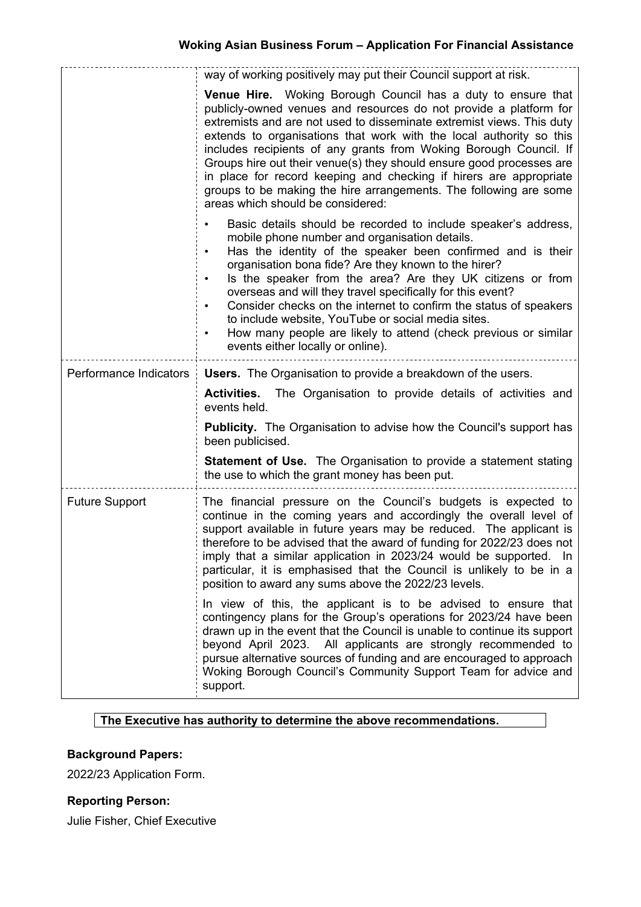| | |
|---|---|
| | way of working positively may put their Council support at risk.<br><br>**Venue Hire.** Woking Borough Council has a duty to ensure that publicly-owned venues and resources do not provide a platform for extremists and are not used to disseminate extremist views. This duty extends to organisations that work with the local authority so this includes recipients of any grants from Woking Borough Council. If Groups hire out their venue(s) they should ensure good processes are in place for record keeping and checking if hirers are appropriate groups to be making the hire arrangements. The following are some areas which should be considered:<br><br>• Basic details should be recorded to include speaker's address, mobile phone number and organisation details.<br>• Has the identity of the speaker been confirmed and is their organisation bona fide? Are they known to the hirer?<br>• Is the speaker from the area? Are they UK citizens or from overseas and will they travel specifically for this event?<br>• Consider checks on the internet to confirm the status of speakers to include website, YouTube or social media sites.<br>• How many people are likely to attend (check previous or similar events either locally or online). |
| Performance Indicators | **Users.** The Organisation to provide a breakdown of the users.<br><br>**Activities.** The Organisation to provide details of activities and events held.<br><br>**Publicity.** The Organisation to advise how the Council's support has been publicised.<br><br>**Statement of Use.** The Organisation to provide a statement stating the use to which the grant money has been put. |
| Future Support | The financial pressure on the Council's budgets is expected to continue in the coming years and accordingly the overall level of support available in future years may be reduced. The applicant is therefore to be advised that the award of funding for 2022/23 does not imply that a similar application in 2023/24 would be supported. In particular, it is emphasised that the Council is unlikely to be in a position to award any sums above the 2022/23 levels.<br><br>In view of this, the applicant is to be advised to ensure that contingency plans for the Group's operations for 2023/24 have been drawn up in the event that the Council is unable to continue its support beyond April 2023. All applicants are strongly recommended to pursue alternative sources of funding and are encouraged to approach Woking Borough Council's Community Support Team for advice and support. |

**The Executive has authority to determine the above recommendations.**

**Background Papers:**

2022/23 Application Form.

**Reporting Person:**

Julie Fisher, Chief Executive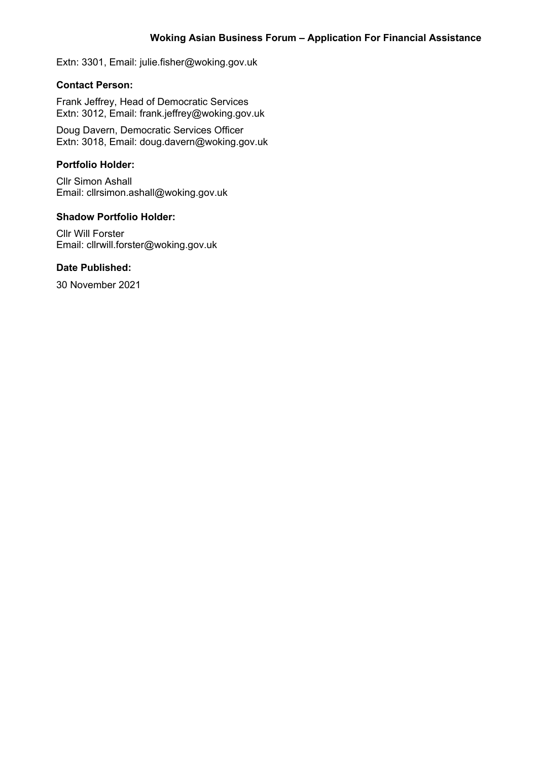Extn: 3301, Email: julie.fisher@woking.gov.uk

**Contact Person:**

Frank Jeffrey, Head of Democratic Services
Extn: 3012, Email: frank.jeffrey@woking.gov.uk

Doug Davern, Democratic Services Officer
Extn: 3018, Email: doug.davern@woking.gov.uk

**Portfolio Holder:**

Cllr Simon Ashall
Email: cllrsimon.ashall@woking.gov.uk

**Shadow Portfolio Holder:**

Cllr Will Forster
Email: cllrwill.forster@woking.gov.uk

**Date Published:**

30 November 2021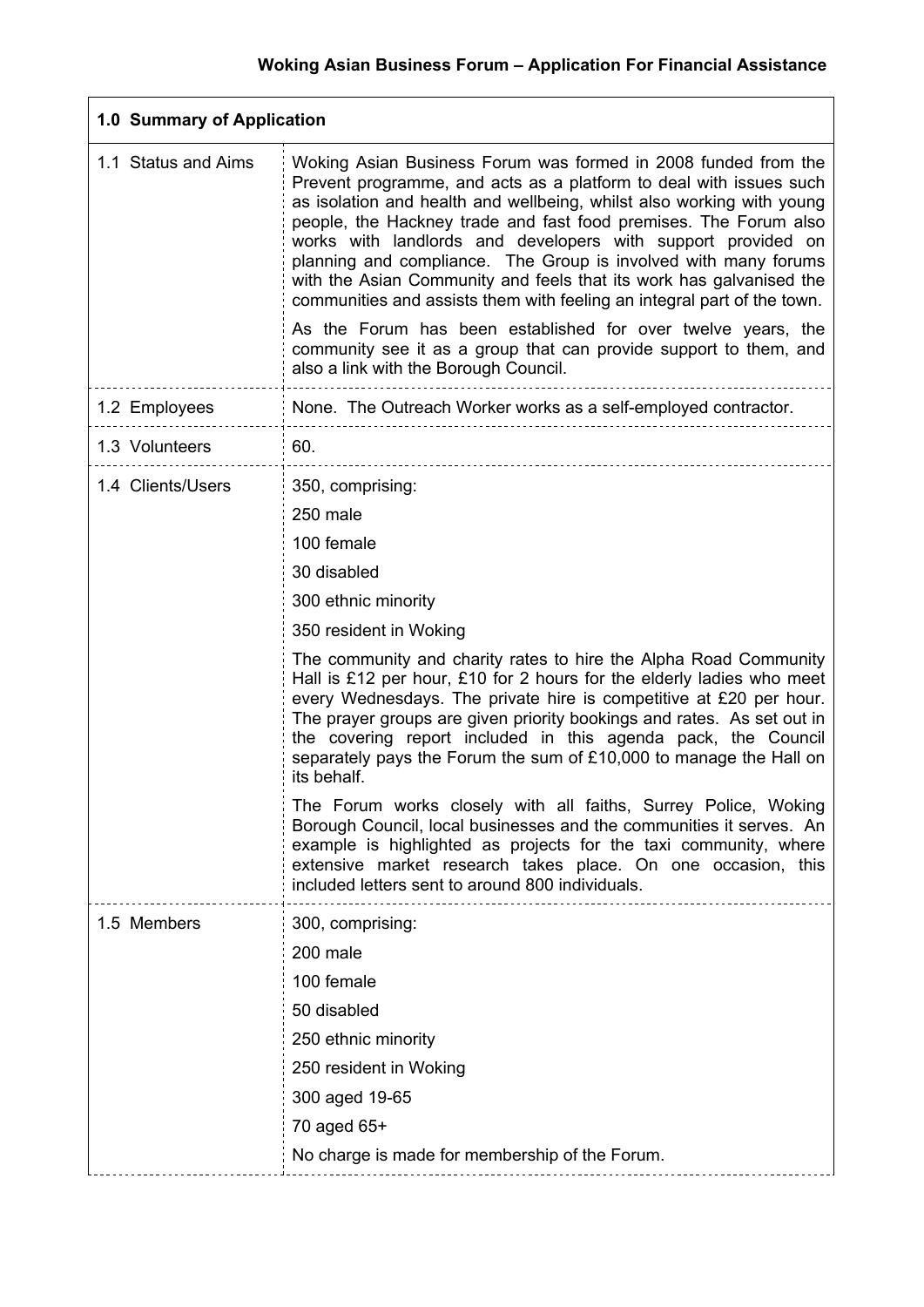**Woking Asian Business Forum – Application For Financial Assistance**

| **1.0 Summary of Application** | |
|---|---|
| 1.1 Status and Aims | Woking Asian Business Forum was formed in 2008 funded from the Prevent programme, and acts as a platform to deal with issues such as isolation and health and wellbeing, whilst also working with young people, the Hackney trade and fast food premises. The Forum also works with landlords and developers with support provided on planning and compliance. The Group is involved with many forums with the Asian Community and feels that its work has galvanised the communities and assists them with feeling an integral part of the town.<br><br>As the Forum has been established for over twelve years, the community see it as a group that can provide support to them, and also a link with the Borough Council. |
| 1.2 Employees | None. The Outreach Worker works as a self-employed contractor. |
| 1.3 Volunteers | 60. |
| 1.4 Clients/Users | 350, comprising:<br><br>250 male<br><br>100 female<br><br>30 disabled<br><br>300 ethnic minority<br><br>350 resident in Woking<br><br>The community and charity rates to hire the Alpha Road Community Hall is £12 per hour, £10 for 2 hours for the elderly ladies who meet every Wednesdays. The private hire is competitive at £20 per hour. The prayer groups are given priority bookings and rates. As set out in the covering report included in this agenda pack, the Council separately pays the Forum the sum of £10,000 to manage the Hall on its behalf.<br><br>The Forum works closely with all faiths, Surrey Police, Woking Borough Council, local businesses and the communities it serves. An example is highlighted as projects for the taxi community, where extensive market research takes place. On one occasion, this included letters sent to around 800 individuals. |
| 1.5 Members | 300, comprising:<br><br>200 male<br><br>100 female<br><br>50 disabled<br><br>250 ethnic minority<br><br>250 resident in Woking<br><br>300 aged 19-65<br><br>70 aged 65+<br><br>No charge is made for membership of the Forum. |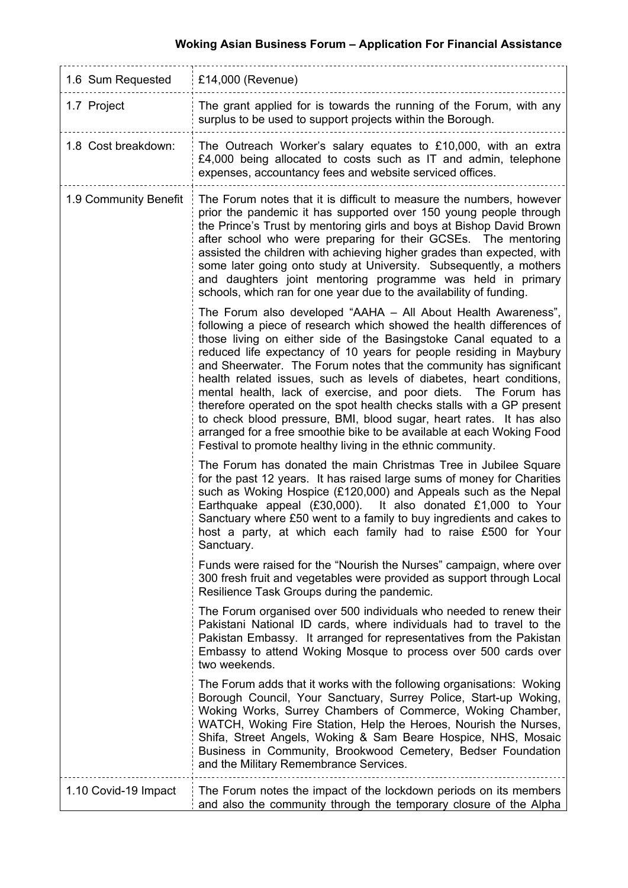| | |
|---|---|
| 1.6 Sum Requested | £14,000 (Revenue) |
| 1.7 Project | The grant applied for is towards the running of the Forum, with any surplus to be used to support projects within the Borough. |
| 1.8 Cost breakdown: | The Outreach Worker's salary equates to £10,000, with an extra £4,000 being allocated to costs such as IT and admin, telephone expenses, accountancy fees and website serviced offices. |
| 1.9 Community Benefit | The Forum notes that it is difficult to measure the numbers, however prior the pandemic it has supported over 150 young people through the Prince's Trust by mentoring girls and boys at Bishop David Brown after school who were preparing for their GCSEs. The mentoring assisted the children with achieving higher grades than expected, with some later going onto study at University. Subsequently, a mothers and daughters joint mentoring programme was held in primary schools, which ran for one year due to the availability of funding.<br><br>The Forum also developed "AAHA – All About Health Awareness", following a piece of research which showed the health differences of those living on either side of the Basingstoke Canal equated to a reduced life expectancy of 10 years for people residing in Maybury and Sheerwater. The Forum notes that the community has significant health related issues, such as levels of diabetes, heart conditions, mental health, lack of exercise, and poor diets. The Forum has therefore operated on the spot health checks stalls with a GP present to check blood pressure, BMI, blood sugar, heart rates. It has also arranged for a free smoothie bike to be available at each Woking Food Festival to promote healthy living in the ethnic community.<br><br>The Forum has donated the main Christmas Tree in Jubilee Square for the past 12 years. It has raised large sums of money for Charities such as Woking Hospice (£120,000) and Appeals such as the Nepal Earthquake appeal (£30,000). It also donated £1,000 to Your Sanctuary where £50 went to a family to buy ingredients and cakes to host a party, at which each family had to raise £500 for Your Sanctuary.<br><br>Funds were raised for the "Nourish the Nurses" campaign, where over 300 fresh fruit and vegetables were provided as support through Local Resilience Task Groups during the pandemic.<br><br>The Forum organised over 500 individuals who needed to renew their Pakistani National ID cards, where individuals had to travel to the Pakistan Embassy. It arranged for representatives from the Pakistan Embassy to attend Woking Mosque to process over 500 cards over two weekends.<br><br>The Forum adds that it works with the following organisations: Woking Borough Council, Your Sanctuary, Surrey Police, Start-up Woking, Woking Works, Surrey Chambers of Commerce, Woking Chamber, WATCH, Woking Fire Station, Help the Heroes, Nourish the Nurses, Shifa, Street Angels, Woking & Sam Beare Hospice, NHS, Mosaic Business in Community, Brookwood Cemetery, Bedser Foundation and the Military Remembrance Services. |
| 1.10 Covid-19 Impact | The Forum notes the impact of the lockdown periods on its members and also the community through the temporary closure of the Alpha |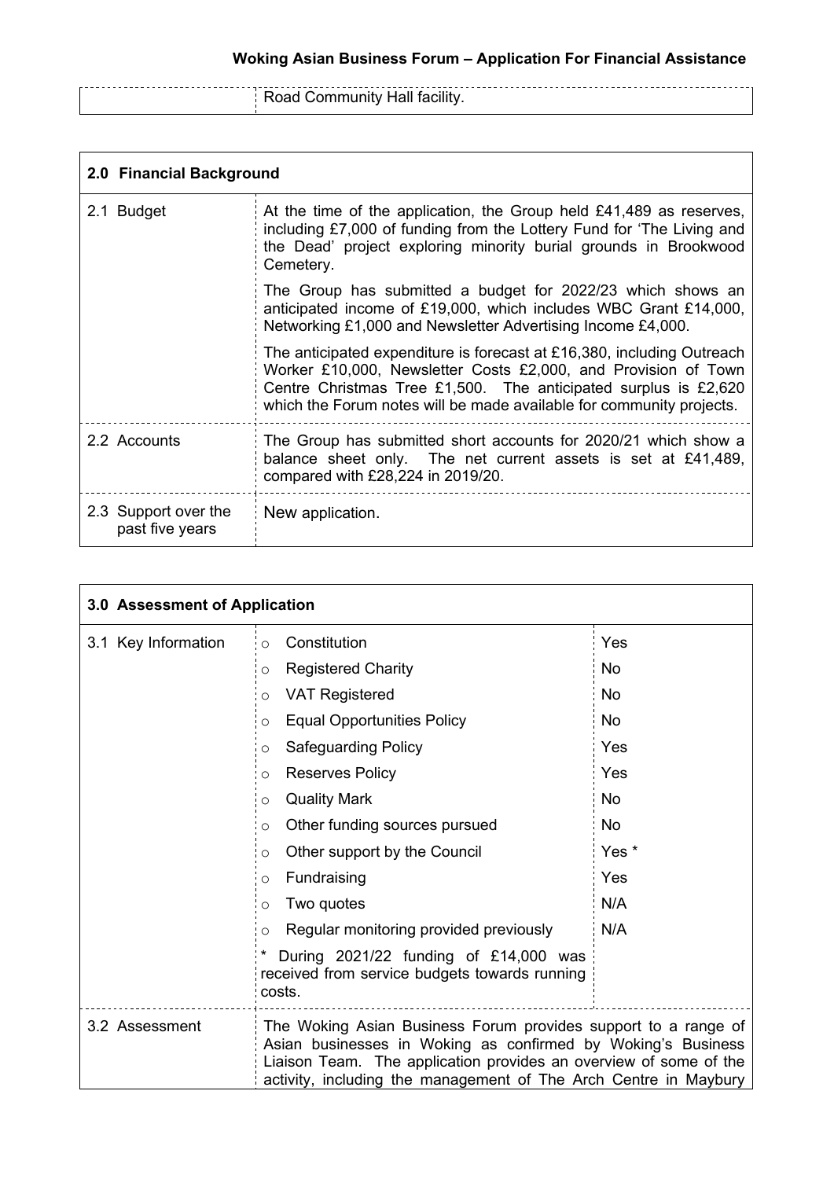| | Road Community Hall facility. |
|---|---|

| **2.0 Financial Background** | |
|---|---|
| 2.1 Budget | At the time of the application, the Group held £41,489 as reserves, including £7,000 of funding from the Lottery Fund for 'The Living and the Dead' project exploring minority burial grounds in Brookwood Cemetery.<br><br>The Group has submitted a budget for 2022/23 which shows an anticipated income of £19,000, which includes WBC Grant £14,000, Networking £1,000 and Newsletter Advertising Income £4,000.<br><br>The anticipated expenditure is forecast at £16,380, including Outreach Worker £10,000, Newsletter Costs £2,000, and Provision of Town Centre Christmas Tree £1,500. The anticipated surplus is £2,620 which the Forum notes will be made available for community projects. |
| 2.2 Accounts | The Group has submitted short accounts for 2020/21 which show a balance sheet only. The net current assets is set at £41,489, compared with £28,224 in 2019/20. |
| 2.3 Support over the past five years | New application. |

| **3.0 Assessment of Application** | | |
|---|---|---|
| 3.1 Key Information | ○ Constitution | Yes |
| | ○ Registered Charity | No |
| | ○ VAT Registered | No |
| | ○ Equal Opportunities Policy | No |
| | ○ Safeguarding Policy | Yes |
| | ○ Reserves Policy | Yes |
| | ○ Quality Mark | No |
| | ○ Other funding sources pursued | No |
| | ○ Other support by the Council | Yes * |
| | ○ Fundraising | Yes |
| | ○ Two quotes | N/A |
| | ○ Regular monitoring provided previously | N/A |
| | * During 2021/22 funding of £14,000 was received from service budgets towards running costs. | |
| 3.2 Assessment | The Woking Asian Business Forum provides support to a range of Asian businesses in Woking as confirmed by Woking's Business Liaison Team. The application provides an overview of some of the activity, including the management of The Arch Centre in Maybury | |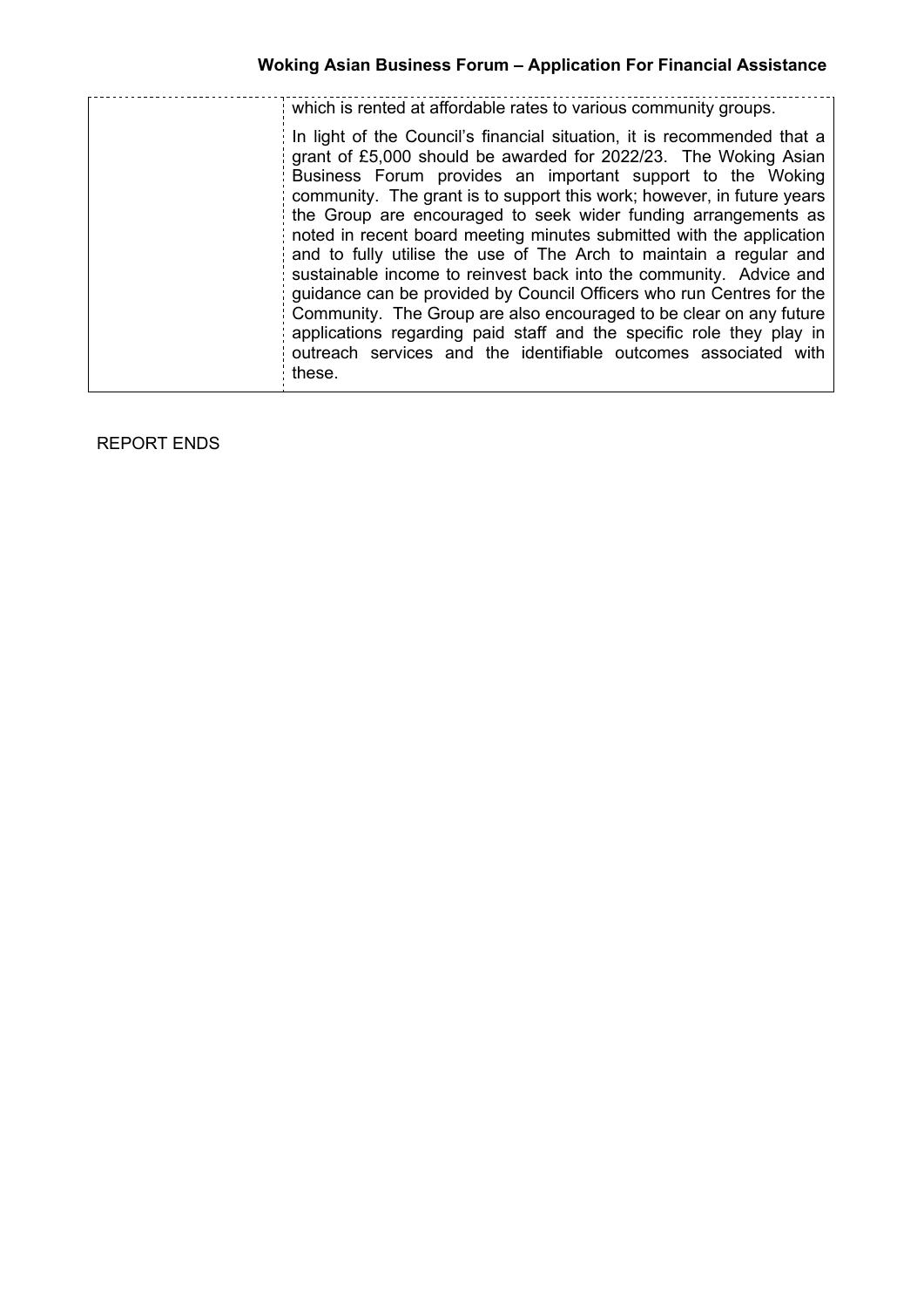| | |
|---|---|
| | which is rented at affordable rates to various community groups.<br><br>In light of the Council's financial situation, it is recommended that a grant of £5,000 should be awarded for 2022/23. The Woking Asian Business Forum provides an important support to the Woking community. The grant is to support this work; however, in future years the Group are encouraged to seek wider funding arrangements as noted in recent board meeting minutes submitted with the application and to fully utilise the use of The Arch to maintain a regular and sustainable income to reinvest back into the community. Advice and guidance can be provided by Council Officers who run Centres for the Community. The Group are also encouraged to be clear on any future applications regarding paid staff and the specific role they play in outreach services and the identifiable outcomes associated with these. |

REPORT ENDS